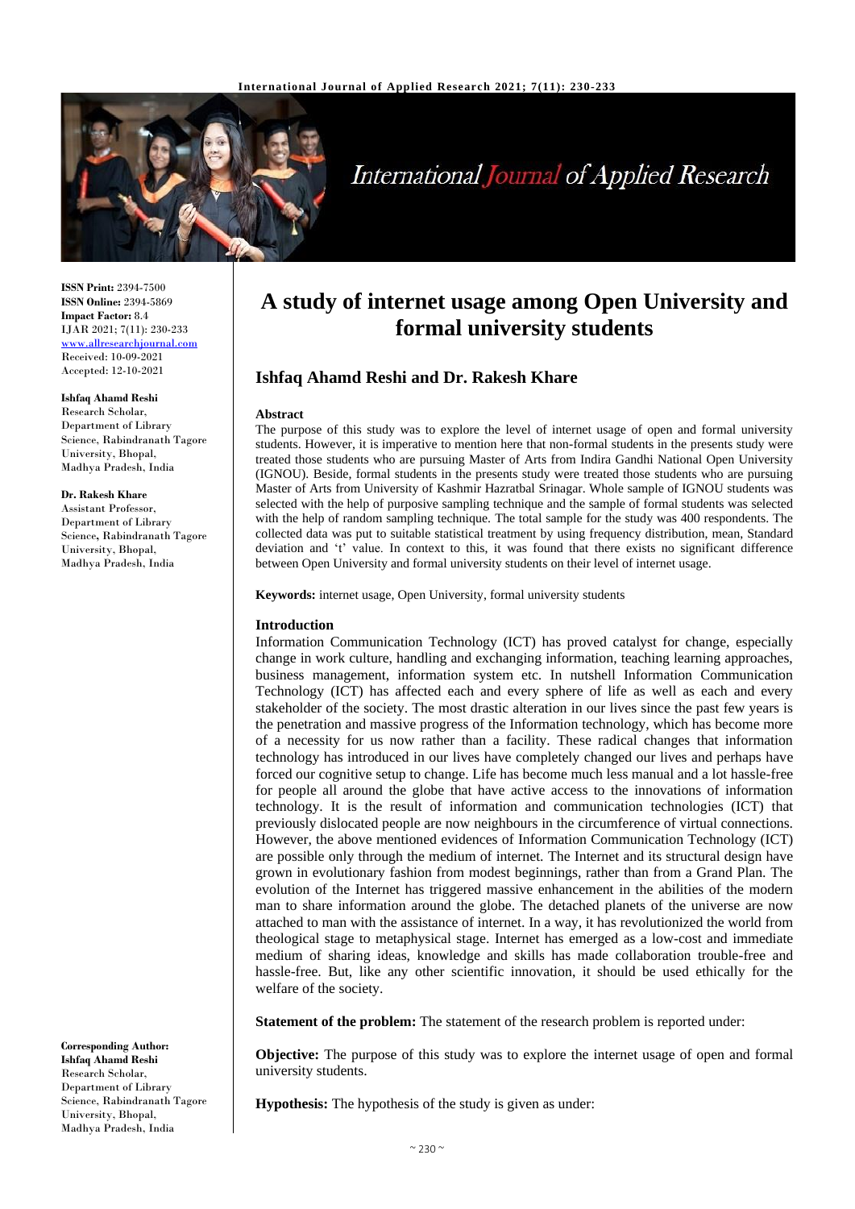# A study of internet usage among Open University and formal university students

## Ishfaq Ahamd Reshi and Dr. Rakesh Khare

**ISSN Print:** 2394-7500
**ISSN Online:** 2394-5869
**Impact Factor:** 8.4
IJAR 2021; 7(11): 230-233
www.allresearchjournal.com
Received: 10-09-2021
Accepted: 12-10-2021

**Ishfaq Ahamd Reshi**
Research Scholar, Department of Library Science, Rabindranath Tagore University, Bhopal, Madhya Pradesh, India

**Dr. Rakesh Khare**
Assistant Professor, Department of Library Science, Rabindranath Tagore University, Bhopal, Madhya Pradesh, India

**Corresponding Author:**
**Ishfaq Ahamd Reshi**
Research Scholar, Department of Library Science, Rabindranath Tagore University, Bhopal, Madhya Pradesh, India

### Abstract

The purpose of this study was to explore the level of internet usage of open and formal university students. However, it is imperative to mention here that non-formal students in the presents study were treated those students who are pursuing Master of Arts from Indira Gandhi National Open University (IGNOU). Beside, formal students in the presents study were treated those students who are pursuing Master of Arts from University of Kashmir Hazratbal Srinagar. Whole sample of IGNOU students was selected with the help of purposive sampling technique and the sample of formal students was selected with the help of random sampling technique. The total sample for the study was 400 respondents. The collected data was put to suitable statistical treatment by using frequency distribution, mean, Standard deviation and 't' value. In context to this, it was found that there exists no significant difference between Open University and formal university students on their level of internet usage.

**Keywords:** internet usage, Open University, formal university students

### Introduction

Information Communication Technology (ICT) has proved catalyst for change, especially change in work culture, handling and exchanging information, teaching learning approaches, business management, information system etc. In nutshell Information Communication Technology (ICT) has affected each and every sphere of life as well as each and every stakeholder of the society. The most drastic alteration in our lives since the past few years is the penetration and massive progress of the Information technology, which has become more of a necessity for us now rather than a facility. These radical changes that information technology has introduced in our lives have completely changed our lives and perhaps have forced our cognitive setup to change. Life has become much less manual and a lot hassle-free for people all around the globe that have active access to the innovations of information technology. It is the result of information and communication technologies (ICT) that previously dislocated people are now neighbours in the circumference of virtual connections. However, the above mentioned evidences of Information Communication Technology (ICT) are possible only through the medium of internet. The Internet and its structural design have grown in evolutionary fashion from modest beginnings, rather than from a Grand Plan. The evolution of the Internet has triggered massive enhancement in the abilities of the modern man to share information around the globe. The detached planets of the universe are now attached to man with the assistance of internet. In a way, it has revolutionized the world from theological stage to metaphysical stage. Internet has emerged as a low-cost and immediate medium of sharing ideas, knowledge and skills has made collaboration trouble-free and hassle-free. But, like any other scientific innovation, it should be used ethically for the welfare of the society.

**Statement of the problem:** The statement of the research problem is reported under:

**Objective:** The purpose of this study was to explore the internet usage of open and formal university students.

**Hypothesis:** The hypothesis of the study is given as under: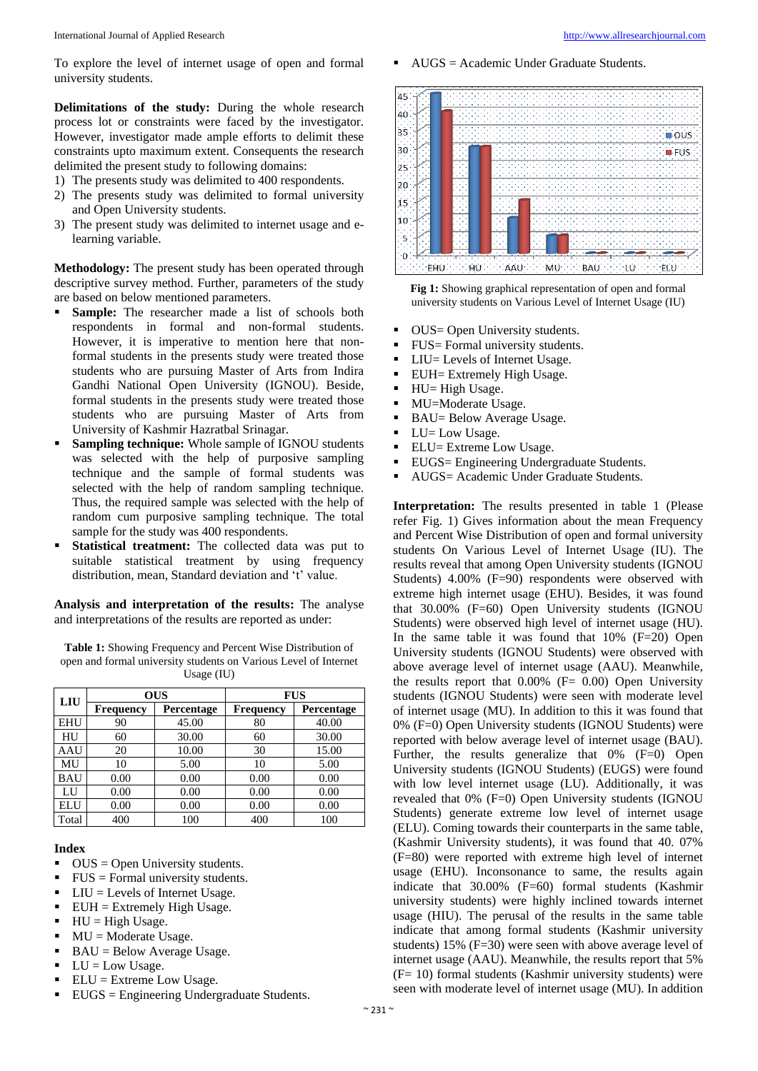To explore the level of internet usage of open and formal university students.

**Delimitations of the study:** During the whole research process lot or constraints were faced by the investigator. However, investigator made ample efforts to delimit these constraints upto maximum extent. Consequents the research delimited the present study to following domains:

1) The presents study was delimited to 400 respondents.
2) The presents study was delimited to formal university and Open University students.
3) The present study was delimited to internet usage and e-learning variable.

**Methodology:** The present study has been operated through descriptive survey method. Further, parameters of the study are based on below mentioned parameters.

- **Sample:** The researcher made a list of schools both respondents in formal and non-formal students. However, it is imperative to mention here that non-formal students in the presents study were treated those students who are pursuing Master of Arts from Indira Gandhi National Open University (IGNOU). Beside, formal students in the presents study were treated those students who are pursuing Master of Arts from University of Kashmir Hazratbal Srinagar.
- **Sampling technique:** Whole sample of IGNOU students was selected with the help of purposive sampling technique and the sample of formal students was selected with the help of random sampling technique. Thus, the required sample was selected with the help of random cum purposive sampling technique. The total sample for the study was 400 respondents.
- **Statistical treatment:** The collected data was put to suitable statistical treatment by using frequency distribution, mean, Standard deviation and 't' value.

**Analysis and interpretation of the results:** The analyse and interpretations of the results are reported as under:

**Table 1:** Showing Frequency and Percent Wise Distribution of open and formal university students on Various Level of Internet Usage (IU)

| LIU | OUS | | FUS | |
|---|---|---|---|---|
| | Frequency | Percentage | Frequency | Percentage |
| EHU | 90 | 45.00 | 80 | 40.00 |
| HU | 60 | 30.00 | 60 | 30.00 |
| AAU | 20 | 10.00 | 30 | 15.00 |
| MU | 10 | 5.00 | 10 | 5.00 |
| BAU | 0.00 | 0.00 | 0.00 | 0.00 |
| LU | 0.00 | 0.00 | 0.00 | 0.00 |
| ELU | 0.00 | 0.00 | 0.00 | 0.00 |
| Total | 400 | 100 | 400 | 100 |

**Index**

- OUS = Open University students.
- FUS = Formal university students.
- LIU = Levels of Internet Usage.
- EUH = Extremely High Usage.
- HU = High Usage.
- MU = Moderate Usage.
- BAU = Below Average Usage.
- LU = Low Usage.
- ELU = Extreme Low Usage.
- EUGS = Engineering Undergraduate Students.
- AUGS = Academic Under Graduate Students.

**Fig 1:** Showing graphical representation of open and formal university students on Various Level of Internet Usage (IU)

- OUS= Open University students.
- FUS= Formal university students.
- LIU= Levels of Internet Usage.
- EUH= Extremely High Usage.
- HU= High Usage.
- MU=Moderate Usage.
- BAU= Below Average Usage.
- LU= Low Usage.
- ELU= Extreme Low Usage.
- EUGS= Engineering Undergraduate Students.
- AUGS= Academic Under Graduate Students.

**Interpretation:** The results presented in table 1 (Please refer Fig. 1) Gives information about the mean Frequency and Percent Wise Distribution of open and formal university students On Various Level of Internet Usage (IU). The results reveal that among Open University students (IGNOU Students) 4.00% (F=90) respondents were observed with extreme high internet usage (EHU). Besides, it was found that 30.00% (F=60) Open University students (IGNOU Students) were observed high level of internet usage (HU). In the same table it was found that 10% (F=20) Open University students (IGNOU Students) were observed with above average level of internet usage (AAU). Meanwhile, the results report that 0.00% (F= 0.00) Open University students (IGNOU Students) were seen with moderate level of internet usage (MU). In addition to this it was found that 0% (F=0) Open University students (IGNOU Students) were reported with below average level of internet usage (BAU). Further, the results generalize that 0% (F=0) Open University students (IGNOU Students) (EUGS) were found with low level internet usage (LU). Additionally, it was revealed that 0% (F=0) Open University students (IGNOU Students) generate extreme low level of internet usage (ELU). Coming towards their counterparts in the same table, (Kashmir University students), it was found that 40. 07% (F=80) were reported with extreme high level of internet usage (EHU). Inconsonance to same, the results again indicate that 30.00% (F=60) formal students (Kashmir university students) were highly inclined towards internet usage (HIU). The perusal of the results in the same table indicate that among formal students (Kashmir university students) 15% (F=30) were seen with above average level of internet usage (AAU). Meanwhile, the results report that 5% (F= 10) formal students (Kashmir university students) were seen with moderate level of internet usage (MU). In addition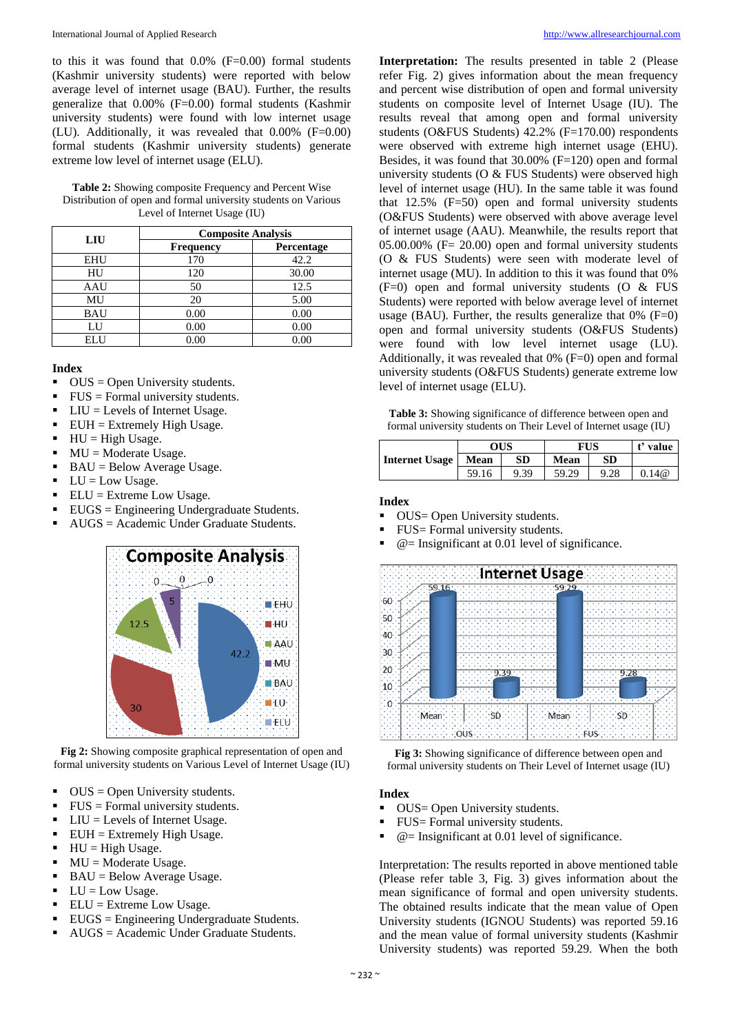to this it was found that 0.0% (F=0.00) formal students (Kashmir university students) were reported with below average level of internet usage (BAU). Further, the results generalize that 0.00% (F=0.00) formal students (Kashmir university students) were found with low internet usage (LU). Additionally, it was revealed that 0.00% (F=0.00) formal students (Kashmir university students) generate extreme low level of internet usage (ELU).

**Table 2:** Showing composite Frequency and Percent Wise Distribution of open and formal university students on Various Level of Internet Usage (IU)

| LIU | Composite Analysis | |
|---|---|---|
| | Frequency | Percentage |
| EHU | 170 | 42.2 |
| HU | 120 | 30.00 |
| AAU | 50 | 12.5 |
| MU | 20 | 5.00 |
| BAU | 0.00 | 0.00 |
| LU | 0.00 | 0.00 |
| ELU | 0.00 | 0.00 |

**Index**

- OUS = Open University students.
- FUS = Formal university students.
- LIU = Levels of Internet Usage.
- EUH = Extremely High Usage.
- HU = High Usage.
- MU = Moderate Usage.
- BAU = Below Average Usage.
- LU = Low Usage.
- ELU = Extreme Low Usage.
- EUGS = Engineering Undergraduate Students.
- AUGS = Academic Under Graduate Students.

**Fig 2:** Showing composite graphical representation of open and formal university students on Various Level of Internet Usage (IU)

- OUS = Open University students.
- FUS = Formal university students.
- LIU = Levels of Internet Usage.
- EUH = Extremely High Usage.
- HU = High Usage.
- MU = Moderate Usage.
- BAU = Below Average Usage.
- LU = Low Usage.
- ELU = Extreme Low Usage.
- EUGS = Engineering Undergraduate Students.
- AUGS = Academic Under Graduate Students.

**Interpretation:** The results presented in table 2 (Please refer Fig. 2) gives information about the mean frequency and percent wise distribution of open and formal university students on composite level of Internet Usage (IU). The results reveal that among open and formal university students (O&FUS Students) 42.2% (F=170.00) respondents were observed with extreme high internet usage (EHU). Besides, it was found that 30.00% (F=120) open and formal university students (O & FUS Students) were observed high level of internet usage (HU). In the same table it was found that 12.5% (F=50) open and formal university students (O&FUS Students) were observed with above average level of internet usage (AAU). Meanwhile, the results report that 05.00.00% (F= 20.00) open and formal university students (O & FUS Students) were seen with moderate level of internet usage (MU). In addition to this it was found that 0% (F=0) open and formal university students (O & FUS Students) were reported with below average level of internet usage (BAU). Further, the results generalize that 0% (F=0) open and formal university students (O&FUS Students) were found with low level internet usage (LU). Additionally, it was revealed that 0% (F=0) open and formal university students (O&FUS Students) generate extreme low level of internet usage (ELU).

**Table 3:** Showing significance of difference between open and formal university students on Their Level of Internet usage (IU)

| Internet Usage | OUS | | FUS | | t' value |
|---|---|---|---|---|---|
| | Mean | SD | Mean | SD | |
| | 59.16 | 9.39 | 59.29 | 9.28 | 0.14@ |

**Index**

- OUS= Open University students.
- FUS= Formal university students.
- @= Insignificant at 0.01 level of significance.

**Fig 3:** Showing significance of difference between open and formal university students on Their Level of Internet usage (IU)

**Index**

- OUS= Open University students.
- FUS= Formal university students.
- @= Insignificant at 0.01 level of significance.

Interpretation: The results reported in above mentioned table (Please refer table 3, Fig. 3) gives information about the mean significance of formal and open university students. The obtained results indicate that the mean value of Open University students (IGNOU Students) was reported 59.16 and the mean value of formal university students (Kashmir University students) was reported 59.29. When the both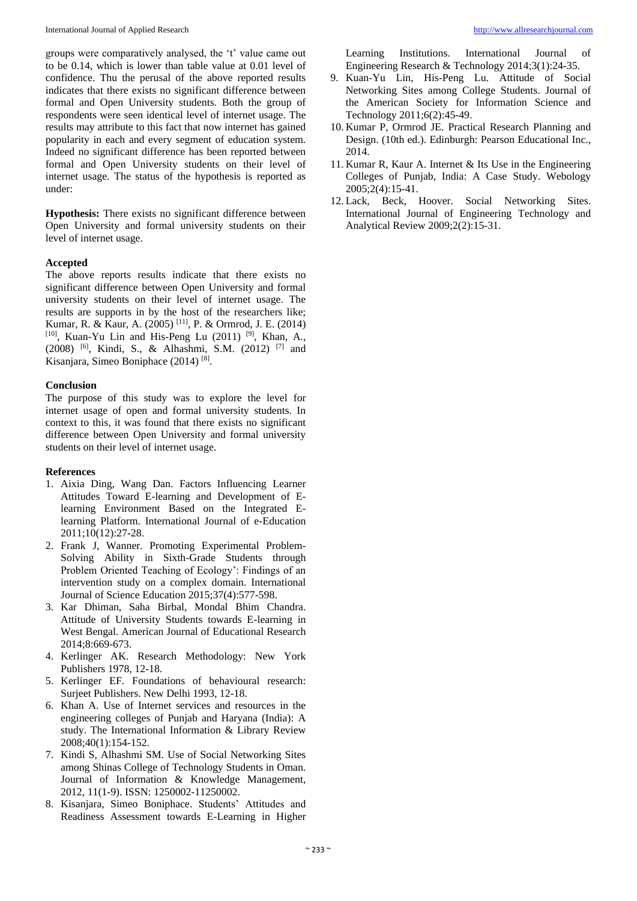groups were comparatively analysed, the 't' value came out to be 0.14, which is lower than table value at 0.01 level of confidence. Thu the perusal of the above reported results indicates that there exists no significant difference between formal and Open University students. Both the group of respondents were seen identical level of internet usage. The results may attribute to this fact that now internet has gained popularity in each and every segment of education system. Indeed no significant difference has been reported between formal and Open University students on their level of internet usage. The status of the hypothesis is reported as under:

**Hypothesis:** There exists no significant difference between Open University and formal university students on their level of internet usage.

**Accepted**

The above reports results indicate that there exists no significant difference between Open University and formal university students on their level of internet usage. The results are supports in by the host of the researchers like; Kumar, R. & Kaur, A. (2005) [11], P. & Ormrod, J. E. (2014) [10], Kuan-Yu Lin and His-Peng Lu (2011) [9], Khan, A., (2008) [6], Kindi, S., & Alhashmi, S.M. (2012) [7] and Kisanjara, Simeo Boniphace (2014) [8].

## Conclusion

The purpose of this study was to explore the level for internet usage of open and formal university students. In context to this, it was found that there exists no significant difference between Open University and formal university students on their level of internet usage.

## References

1. Aixia Ding, Wang Dan. Factors Influencing Learner Attitudes Toward E-learning and Development of E-learning Environment Based on the Integrated E-learning Platform. International Journal of e-Education 2011;10(12):27-28.
2. Frank J, Wanner. Promoting Experimental Problem-Solving Ability in Sixth-Grade Students through Problem Oriented Teaching of Ecology': Findings of an intervention study on a complex domain. International Journal of Science Education 2015;37(4):577-598.
3. Kar Dhiman, Saha Birbal, Mondal Bhim Chandra. Attitude of University Students towards E-learning in West Bengal. American Journal of Educational Research 2014;8:669-673.
4. Kerlinger AK. Research Methodology: New York Publishers 1978, 12-18.
5. Kerlinger EF. Foundations of behavioural research: Surjeet Publishers. New Delhi 1993, 12-18.
6. Khan A. Use of Internet services and resources in the engineering colleges of Punjab and Haryana (India): A study. The International Information & Library Review 2008;40(1):154-152.
7. Kindi S, Alhashmi SM. Use of Social Networking Sites among Shinas College of Technology Students in Oman. Journal of Information & Knowledge Management, 2012, 11(1-9). ISSN: 1250002-11250002.
8. Kisanjara, Simeo Boniphace. Students' Attitudes and Readiness Assessment towards E-Learning in Higher Learning Institutions. International Journal of Engineering Research & Technology 2014;3(1):24-35.
9. Kuan-Yu Lin, His-Peng Lu. Attitude of Social Networking Sites among College Students. Journal of the American Society for Information Science and Technology 2011;6(2):45-49.
10. Kumar P, Ormrod JE. Practical Research Planning and Design. (10th ed.). Edinburgh: Pearson Educational Inc., 2014.
11. Kumar R, Kaur A. Internet & Its Use in the Engineering Colleges of Punjab, India: A Case Study. Webology 2005;2(4):15-41.
12. Lack, Beck, Hoover. Social Networking Sites. International Journal of Engineering Technology and Analytical Review 2009;2(2):15-31.